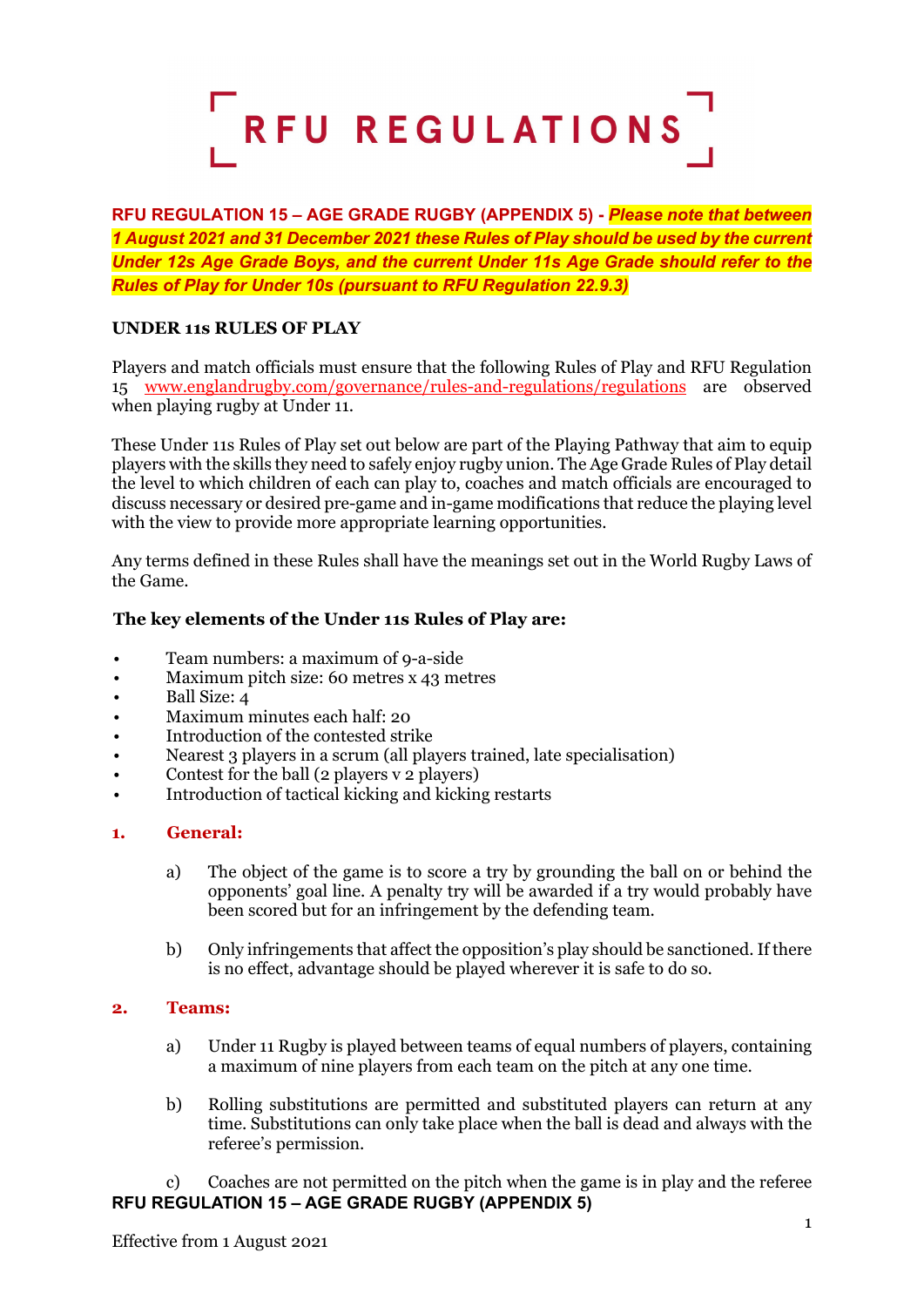# RFU REGULATIONS

**RFU REGULATION 15 – AGE GRADE RUGBY (APPENDIX 5) -** ***Please note that between 1 August 2021 and 31 December 2021 these Rules of Play should be used by the current Under 12s Age Grade Boys, and the current Under 11s Age Grade should refer to the Rules of Play for Under 10s (pursuant to RFU Regulation 22.9.3)***

## UNDER 11s RULES OF PLAY

Players and match officials must ensure that the following Rules of Play and RFU Regulation 15 www.englandrugby.com/governance/rules-and-regulations/regulations are observed when playing rugby at Under 11.

These Under 11s Rules of Play set out below are part of the Playing Pathway that aim to equip players with the skills they need to safely enjoy rugby union. The Age Grade Rules of Play detail the level to which children of each can play to, coaches and match officials are encouraged to discuss necessary or desired pre-game and in-game modifications that reduce the playing level with the view to provide more appropriate learning opportunities.

Any terms defined in these Rules shall have the meanings set out in the World Rugby Laws of the Game.

**The key elements of the Under 11s Rules of Play are:**

- Team numbers: a maximum of 9-a-side
- Maximum pitch size: 60 metres x 43 metres
- Ball Size: 4
- Maximum minutes each half: 20
- Introduction of the contested strike
- Nearest 3 players in a scrum (all players trained, late specialisation)
- Contest for the ball (2 players v 2 players)
- Introduction of tactical kicking and kicking restarts

### 1. General:

a) The object of the game is to score a try by grounding the ball on or behind the opponents' goal line. A penalty try will be awarded if a try would probably have been scored but for an infringement by the defending team.

b) Only infringements that affect the opposition's play should be sanctioned. If there is no effect, advantage should be played wherever it is safe to do so.

### 2. Teams:

a) Under 11 Rugby is played between teams of equal numbers of players, containing a maximum of nine players from each team on the pitch at any one time.

b) Rolling substitutions are permitted and substituted players can return at any time. Substitutions can only take place when the ball is dead and always with the referee's permission.

c) Coaches are not permitted on the pitch when the game is in play and the referee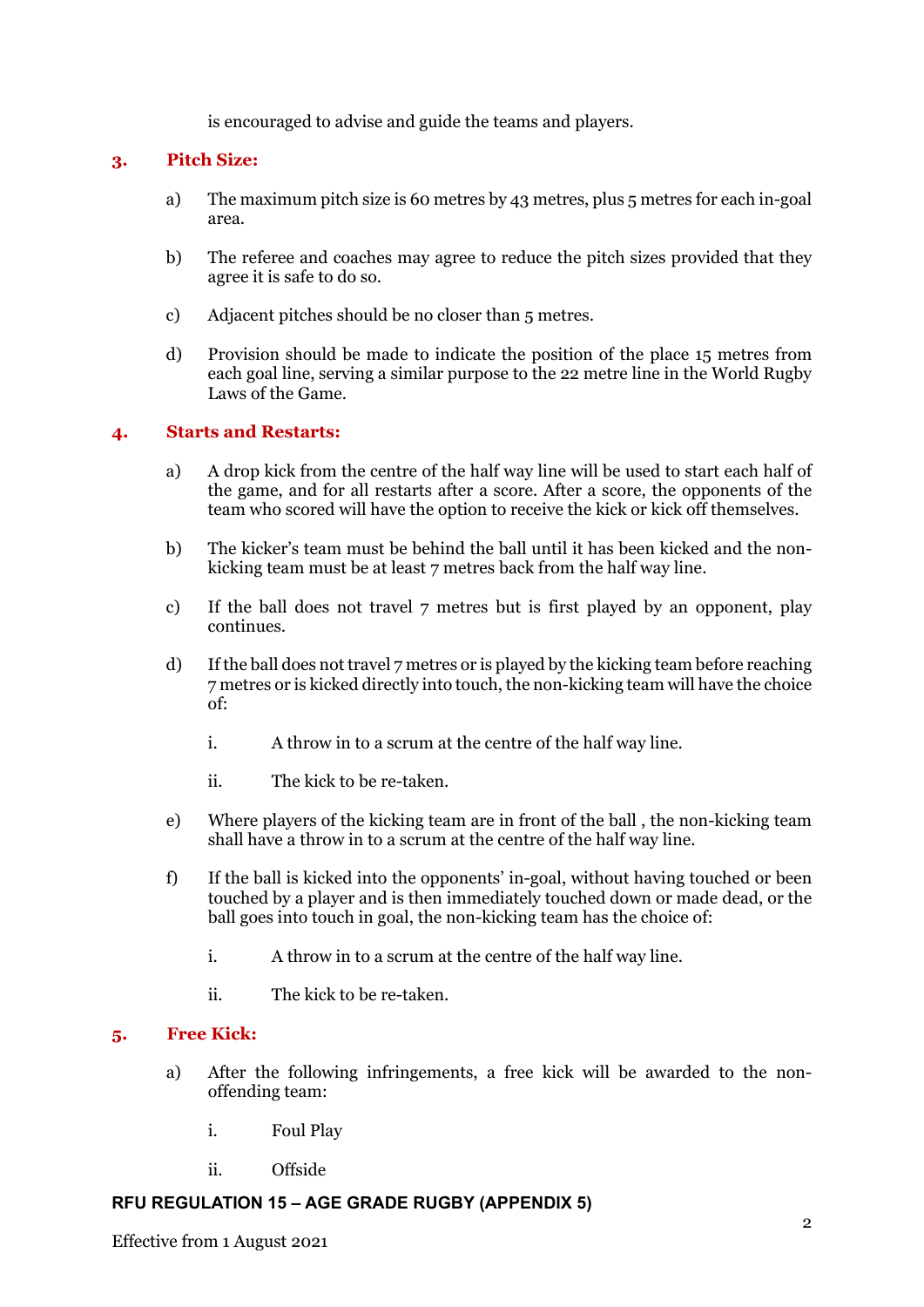is encouraged to advise and guide the teams and players.

## 3. Pitch Size:

a) The maximum pitch size is 60 metres by 43 metres, plus 5 metres for each in-goal area.

b) The referee and coaches may agree to reduce the pitch sizes provided that they agree it is safe to do so.

c) Adjacent pitches should be no closer than 5 metres.

d) Provision should be made to indicate the position of the place 15 metres from each goal line, serving a similar purpose to the 22 metre line in the World Rugby Laws of the Game.

## 4. Starts and Restarts:

a) A drop kick from the centre of the half way line will be used to start each half of the game, and for all restarts after a score. After a score, the opponents of the team who scored will have the option to receive the kick or kick off themselves.

b) The kicker's team must be behind the ball until it has been kicked and the non-kicking team must be at least 7 metres back from the half way line.

c) If the ball does not travel 7 metres but is first played by an opponent, play continues.

d) If the ball does not travel 7 metres or is played by the kicking team before reaching 7 metres or is kicked directly into touch, the non-kicking team will have the choice of:

   i. A throw in to a scrum at the centre of the half way line.

   ii. The kick to be re-taken.

e) Where players of the kicking team are in front of the ball , the non-kicking team shall have a throw in to a scrum at the centre of the half way line.

f) If the ball is kicked into the opponents' in-goal, without having touched or been touched by a player and is then immediately touched down or made dead, or the ball goes into touch in goal, the non-kicking team has the choice of:

   i. A throw in to a scrum at the centre of the half way line.

   ii. The kick to be re-taken.

## 5. Free Kick:

a) After the following infringements, a free kick will be awarded to the non-offending team:

   i. Foul Play

   ii. Offside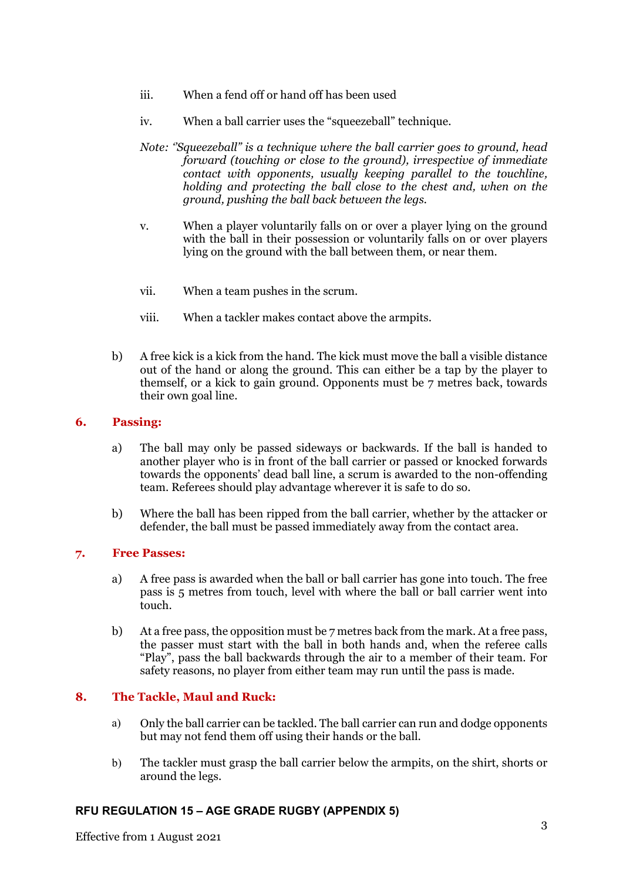iii. When a fend off or hand off has been used

iv. When a ball carrier uses the "squeezeball" technique.

*Note: "Squeezeball" is a technique where the ball carrier goes to ground, head forward (touching or close to the ground), irrespective of immediate contact with opponents, usually keeping parallel to the touchline, holding and protecting the ball close to the chest and, when on the ground, pushing the ball back between the legs.*

v. When a player voluntarily falls on or over a player lying on the ground with the ball in their possession or voluntarily falls on or over players lying on the ground with the ball between them, or near them.

vii. When a team pushes in the scrum.

viii. When a tackler makes contact above the armpits.

b) A free kick is a kick from the hand. The kick must move the ball a visible distance out of the hand or along the ground. This can either be a tap by the player to themself, or a kick to gain ground. Opponents must be 7 metres back, towards their own goal line.

## 6. Passing:

a) The ball may only be passed sideways or backwards. If the ball is handed to another player who is in front of the ball carrier or passed or knocked forwards towards the opponents' dead ball line, a scrum is awarded to the non-offending team. Referees should play advantage wherever it is safe to do so.

b) Where the ball has been ripped from the ball carrier, whether by the attacker or defender, the ball must be passed immediately away from the contact area.

## 7. Free Passes:

a) A free pass is awarded when the ball or ball carrier has gone into touch. The free pass is 5 metres from touch, level with where the ball or ball carrier went into touch.

b) At a free pass, the opposition must be 7 metres back from the mark. At a free pass, the passer must start with the ball in both hands and, when the referee calls "Play", pass the ball backwards through the air to a member of their team. For safety reasons, no player from either team may run until the pass is made.

## 8. The Tackle, Maul and Ruck:

a) Only the ball carrier can be tackled. The ball carrier can run and dodge opponents but may not fend them off using their hands or the ball.

b) The tackler must grasp the ball carrier below the armpits, on the shirt, shorts or around the legs.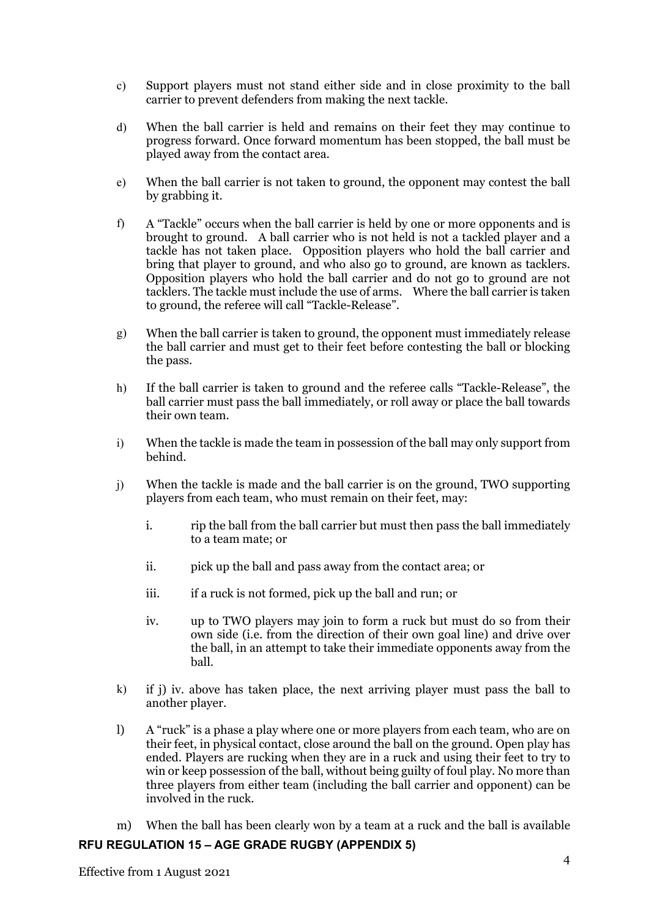c) Support players must not stand either side and in close proximity to the ball carrier to prevent defenders from making the next tackle.

d) When the ball carrier is held and remains on their feet they may continue to progress forward. Once forward momentum has been stopped, the ball must be played away from the contact area.

e) When the ball carrier is not taken to ground, the opponent may contest the ball by grabbing it.

f) A "Tackle" occurs when the ball carrier is held by one or more opponents and is brought to ground. A ball carrier who is not held is not a tackled player and a tackle has not taken place. Opposition players who hold the ball carrier and bring that player to ground, and who also go to ground, are known as tacklers. Opposition players who hold the ball carrier and do not go to ground are not tacklers. The tackle must include the use of arms. Where the ball carrier is taken to ground, the referee will call "Tackle-Release".

g) When the ball carrier is taken to ground, the opponent must immediately release the ball carrier and must get to their feet before contesting the ball or blocking the pass.

h) If the ball carrier is taken to ground and the referee calls "Tackle-Release", the ball carrier must pass the ball immediately, or roll away or place the ball towards their own team.

i) When the tackle is made the team in possession of the ball may only support from behind.

j) When the tackle is made and the ball carrier is on the ground, TWO supporting players from each team, who must remain on their feet, may:

   i. rip the ball from the ball carrier but must then pass the ball immediately to a team mate; or

   ii. pick up the ball and pass away from the contact area; or

   iii. if a ruck is not formed, pick up the ball and run; or

   iv. up to TWO players may join to form a ruck but must do so from their own side (i.e. from the direction of their own goal line) and drive over the ball, in an attempt to take their immediate opponents away from the ball.

k) if j) iv. above has taken place, the next arriving player must pass the ball to another player.

l) A "ruck" is a phase a play where one or more players from each team, who are on their feet, in physical contact, close around the ball on the ground. Open play has ended. Players are rucking when they are in a ruck and using their feet to try to win or keep possession of the ball, without being guilty of foul play. No more than three players from either team (including the ball carrier and opponent) can be involved in the ruck.

m) When the ball has been clearly won by a team at a ruck and the ball is available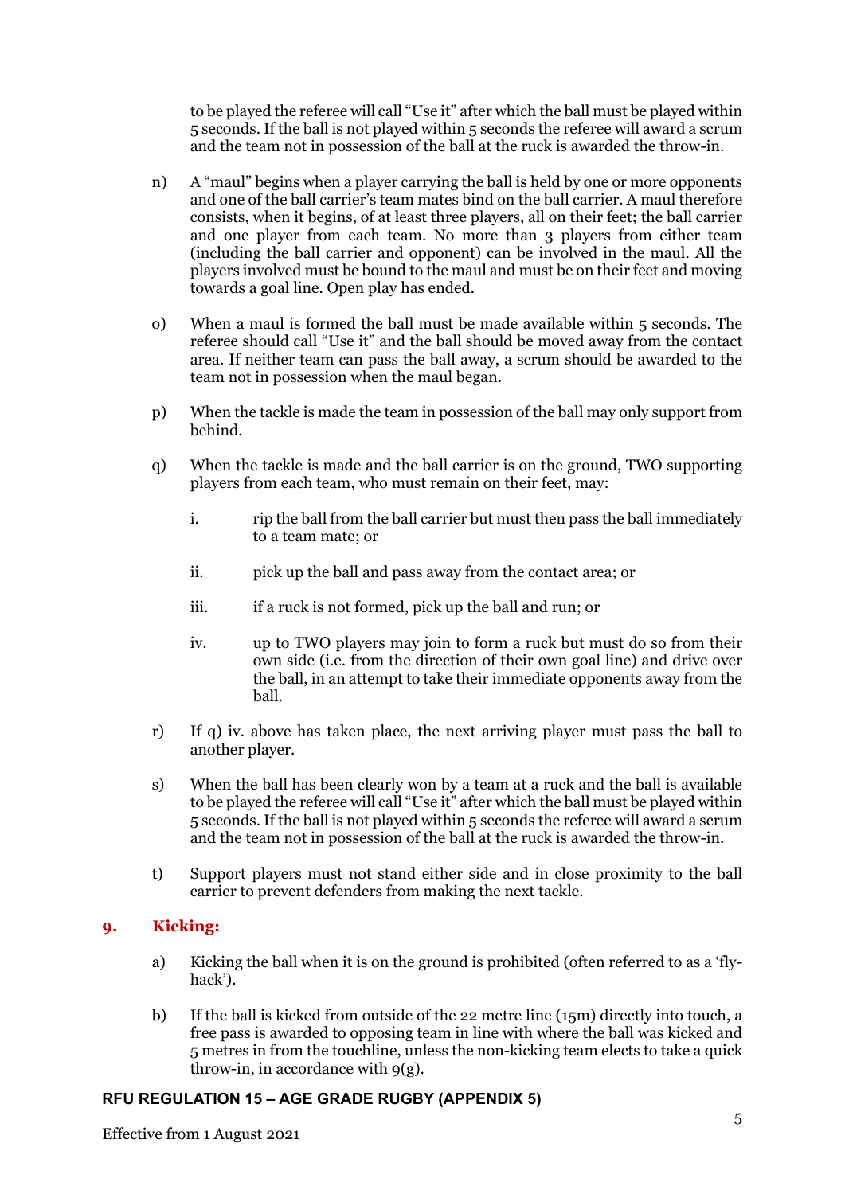to be played the referee will call "Use it" after which the ball must be played within 5 seconds. If the ball is not played within 5 seconds the referee will award a scrum and the team not in possession of the ball at the ruck is awarded the throw-in.

n) A "maul" begins when a player carrying the ball is held by one or more opponents and one of the ball carrier's team mates bind on the ball carrier. A maul therefore consists, when it begins, of at least three players, all on their feet; the ball carrier and one player from each team. No more than 3 players from either team (including the ball carrier and opponent) can be involved in the maul. All the players involved must be bound to the maul and must be on their feet and moving towards a goal line. Open play has ended.

o) When a maul is formed the ball must be made available within 5 seconds. The referee should call "Use it" and the ball should be moved away from the contact area. If neither team can pass the ball away, a scrum should be awarded to the team not in possession when the maul began.

p) When the tackle is made the team in possession of the ball may only support from behind.

q) When the tackle is made and the ball carrier is on the ground, TWO supporting players from each team, who must remain on their feet, may:

   i. rip the ball from the ball carrier but must then pass the ball immediately to a team mate; or

   ii. pick up the ball and pass away from the contact area; or

   iii. if a ruck is not formed, pick up the ball and run; or

   iv. up to TWO players may join to form a ruck but must do so from their own side (i.e. from the direction of their own goal line) and drive over the ball, in an attempt to take their immediate opponents away from the ball.

r) If q) iv. above has taken place, the next arriving player must pass the ball to another player.

s) When the ball has been clearly won by a team at a ruck and the ball is available to be played the referee will call "Use it" after which the ball must be played within 5 seconds. If the ball is not played within 5 seconds the referee will award a scrum and the team not in possession of the ball at the ruck is awarded the throw-in.

t) Support players must not stand either side and in close proximity to the ball carrier to prevent defenders from making the next tackle.

## 9. Kicking:

a) Kicking the ball when it is on the ground is prohibited (often referred to as a 'fly-hack').

b) If the ball is kicked from outside of the 22 metre line (15m) directly into touch, a free pass is awarded to opposing team in line with where the ball was kicked and 5 metres in from the touchline, unless the non-kicking team elects to take a quick throw-in, in accordance with 9(g).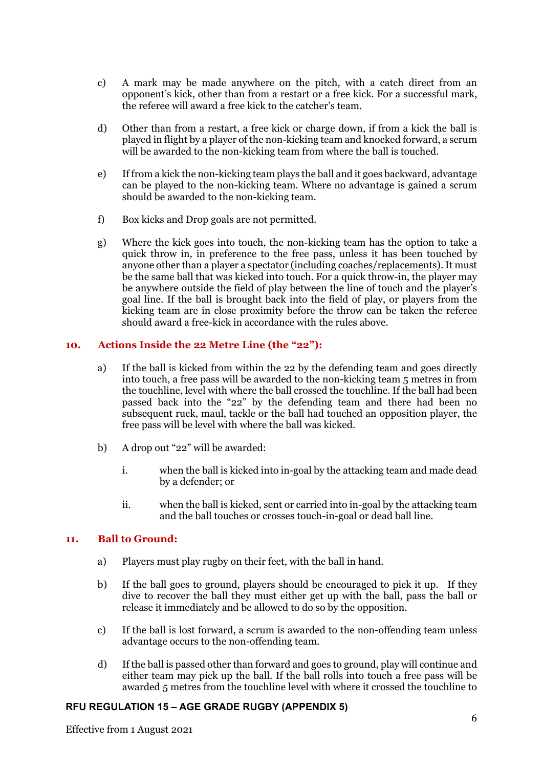c) A mark may be made anywhere on the pitch, with a catch direct from an opponent's kick, other than from a restart or a free kick. For a successful mark, the referee will award a free kick to the catcher's team.

d) Other than from a restart, a free kick or charge down, if from a kick the ball is played in flight by a player of the non-kicking team and knocked forward, a scrum will be awarded to the non-kicking team from where the ball is touched.

e) If from a kick the non-kicking team plays the ball and it goes backward, advantage can be played to the non-kicking team. Where no advantage is gained a scrum should be awarded to the non-kicking team.

f) Box kicks and Drop goals are not permitted.

g) Where the kick goes into touch, the non-kicking team has the option to take a quick throw in, in preference to the free pass, unless it has been touched by anyone other than a player <u>a spectator (including coaches/replacements)</u>. It must be the same ball that was kicked into touch. For a quick throw-in, the player may be anywhere outside the field of play between the line of touch and the player's goal line. If the ball is brought back into the field of play, or players from the kicking team are in close proximity before the throw can be taken the referee should award a free-kick in accordance with the rules above.

## 10. Actions Inside the 22 Metre Line (the "22"):

a) If the ball is kicked from within the 22 by the defending team and goes directly into touch, a free pass will be awarded to the non-kicking team 5 metres in from the touchline, level with where the ball crossed the touchline. If the ball had been passed back into the "22" by the defending team and there had been no subsequent ruck, maul, tackle or the ball had touched an opposition player, the free pass will be level with where the ball was kicked.

b) A drop out "22" will be awarded:

   i. when the ball is kicked into in-goal by the attacking team and made dead by a defender; or

   ii. when the ball is kicked, sent or carried into in-goal by the attacking team and the ball touches or crosses touch-in-goal or dead ball line.

## 11. Ball to Ground:

a) Players must play rugby on their feet, with the ball in hand.

b) If the ball goes to ground, players should be encouraged to pick it up. If they dive to recover the ball they must either get up with the ball, pass the ball or release it immediately and be allowed to do so by the opposition.

c) If the ball is lost forward, a scrum is awarded to the non-offending team unless advantage occurs to the non-offending team.

d) If the ball is passed other than forward and goes to ground, play will continue and either team may pick up the ball. If the ball rolls into touch a free pass will be awarded 5 metres from the touchline level with where it crossed the touchline to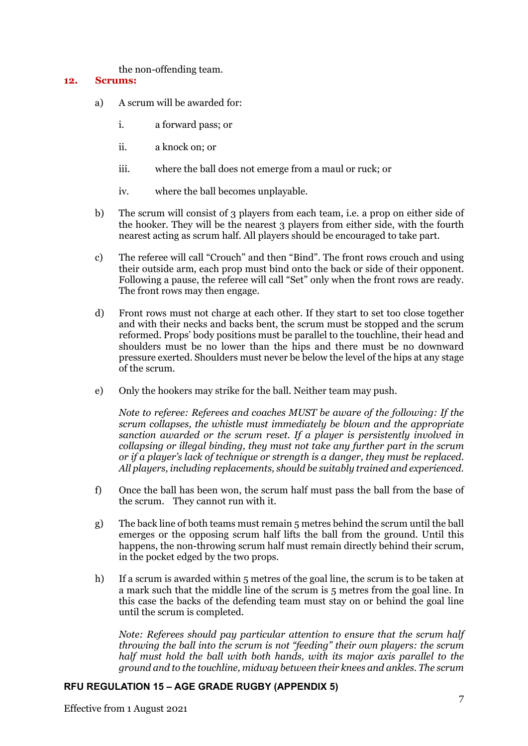the non-offending team.

## 12. Scrums:

a) A scrum will be awarded for:

   i. a forward pass; or

   ii. a knock on; or

   iii. where the ball does not emerge from a maul or ruck; or

   iv. where the ball becomes unplayable.

b) The scrum will consist of 3 players from each team, i.e. a prop on either side of the hooker. They will be the nearest 3 players from either side, with the fourth nearest acting as scrum half. All players should be encouraged to take part.

c) The referee will call "Crouch" and then "Bind". The front rows crouch and using their outside arm, each prop must bind onto the back or side of their opponent. Following a pause, the referee will call "Set" only when the front rows are ready. The front rows may then engage.

d) Front rows must not charge at each other. If they start to set too close together and with their necks and backs bent, the scrum must be stopped and the scrum reformed. Props' body positions must be parallel to the touchline, their head and shoulders must be no lower than the hips and there must be no downward pressure exerted. Shoulders must never be below the level of the hips at any stage of the scrum.

e) Only the hookers may strike for the ball. Neither team may push.

   *Note to referee: Referees and coaches MUST be aware of the following: If the scrum collapses, the whistle must immediately be blown and the appropriate sanction awarded or the scrum reset. If a player is persistently involved in collapsing or illegal binding, they must not take any further part in the scrum or if a player's lack of technique or strength is a danger, they must be replaced. All players, including replacements, should be suitably trained and experienced.*

f) Once the ball has been won, the scrum half must pass the ball from the base of the scrum. They cannot run with it.

g) The back line of both teams must remain 5 metres behind the scrum until the ball emerges or the opposing scrum half lifts the ball from the ground. Until this happens, the non-throwing scrum half must remain directly behind their scrum, in the pocket edged by the two props.

h) If a scrum is awarded within 5 metres of the goal line, the scrum is to be taken at a mark such that the middle line of the scrum is 5 metres from the goal line. In this case the backs of the defending team must stay on or behind the goal line until the scrum is completed.

   *Note: Referees should pay particular attention to ensure that the scrum half throwing the ball into the scrum is not "feeding" their own players: the scrum half must hold the ball with both hands, with its major axis parallel to the ground and to the touchline, midway between their knees and ankles. The scrum*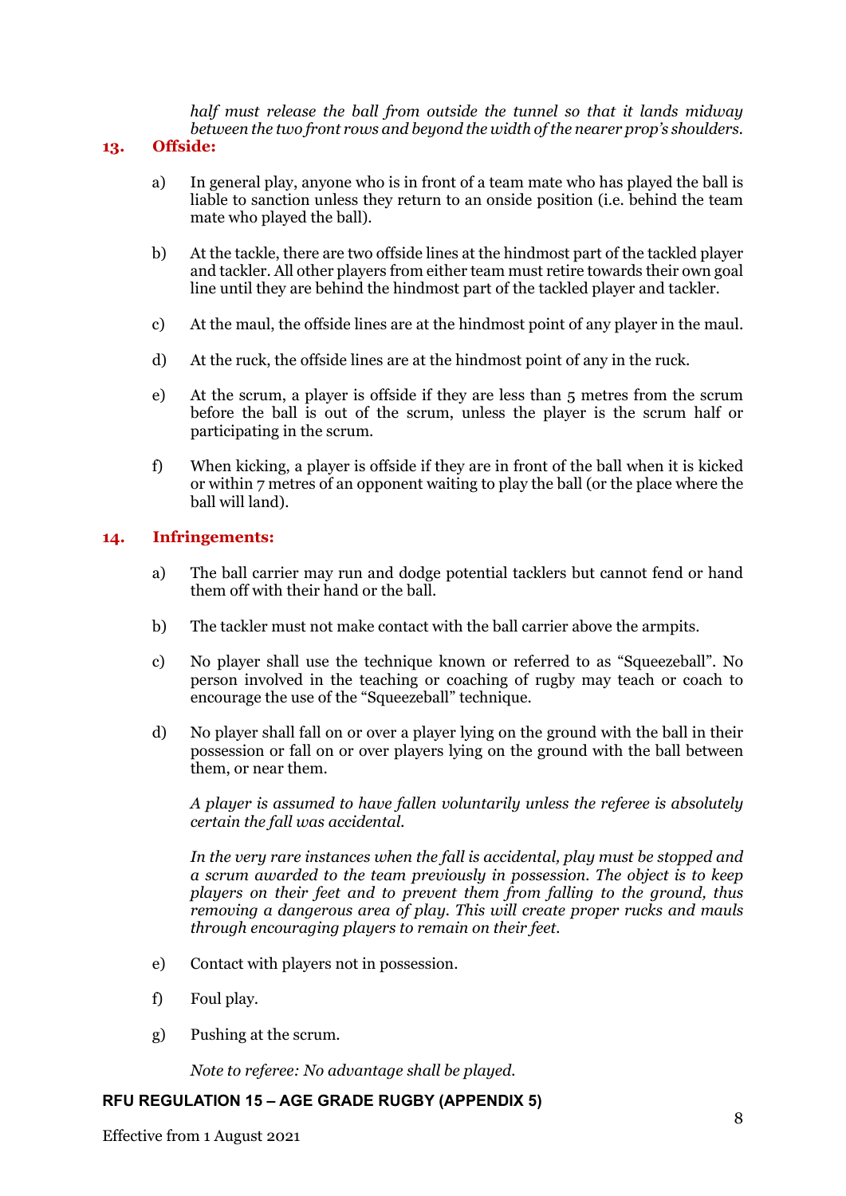*half must release the ball from outside the tunnel so that it lands midway between the two front rows and beyond the width of the nearer prop's shoulders.*

## 13. Offside:

a) In general play, anyone who is in front of a team mate who has played the ball is liable to sanction unless they return to an onside position (i.e. behind the team mate who played the ball).

b) At the tackle, there are two offside lines at the hindmost part of the tackled player and tackler. All other players from either team must retire towards their own goal line until they are behind the hindmost part of the tackled player and tackler.

c) At the maul, the offside lines are at the hindmost point of any player in the maul.

d) At the ruck, the offside lines are at the hindmost point of any in the ruck.

e) At the scrum, a player is offside if they are less than 5 metres from the scrum before the ball is out of the scrum, unless the player is the scrum half or participating in the scrum.

f) When kicking, a player is offside if they are in front of the ball when it is kicked or within 7 metres of an opponent waiting to play the ball (or the place where the ball will land).

## 14. Infringements:

a) The ball carrier may run and dodge potential tacklers but cannot fend or hand them off with their hand or the ball.

b) The tackler must not make contact with the ball carrier above the armpits.

c) No player shall use the technique known or referred to as "Squeezeball". No person involved in the teaching or coaching of rugby may teach or coach to encourage the use of the "Squeezeball" technique.

d) No player shall fall on or over a player lying on the ground with the ball in their possession or fall on or over players lying on the ground with the ball between them, or near them.

   *A player is assumed to have fallen voluntarily unless the referee is absolutely certain the fall was accidental.*

   *In the very rare instances when the fall is accidental, play must be stopped and a scrum awarded to the team previously in possession. The object is to keep players on their feet and to prevent them from falling to the ground, thus removing a dangerous area of play. This will create proper rucks and mauls through encouraging players to remain on their feet.*

e) Contact with players not in possession.

f) Foul play.

g) Pushing at the scrum.

   *Note to referee: No advantage shall be played.*